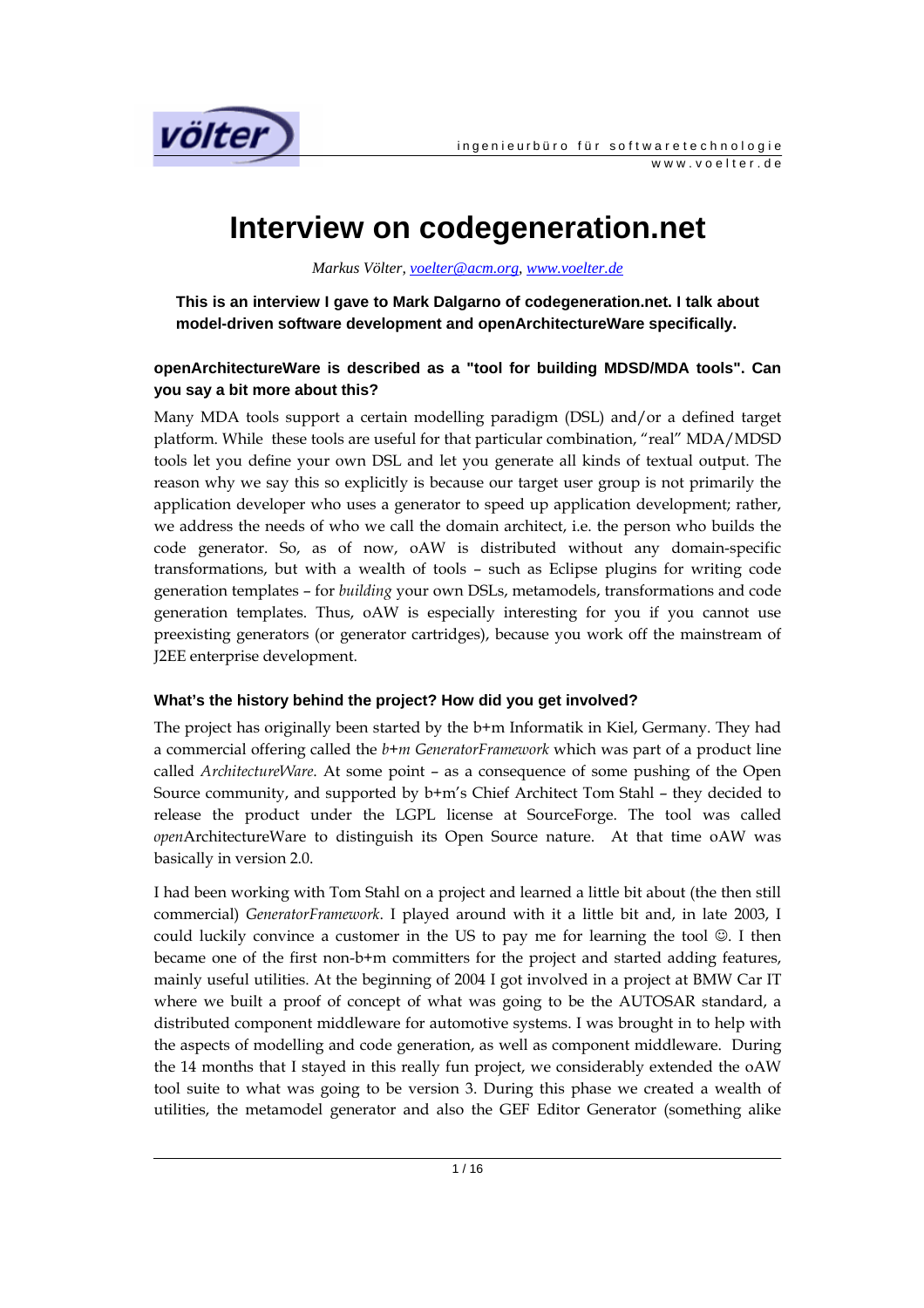# Interview on codegeneration.net

*Markus Völter, [voelter@acm.org](mailto:voelter@acm.org), [www.voelter.de](http://www.voelter.de)*

**This is an interview I gave to Mark Dalgarno of codegeneration.net. I talk about model-driven software development and openArchitectureWare specifically.**

### openArchitectureWare is described as a "tool for building MDSD/MDA tools". Can you say a bit more about this?

Many MDA tools support a certain modelling paradigm (DSL) and/or a defined target platform. While these tools are useful for that particular combination, "real" MDA/MDSD tools let you define your own DSL and let you generate all kinds of textual output. The reason why we say this so explicitly is because our target user group is not primarily the application developer who uses a generator to speed up application development; rather, we address the needs of who we call the domain architect, i.e. the person who builds the code generator. So, as of now, oAW is distributed without any domain-specific transformations, but with a wealth of tools – such as Eclipse plugins for writing code generation templates – for *building* your own DSLs, metamodels, transformations and code generation templates. Thus, oAW is especially interesting for you if you cannot use preexisting generators (or generator cartridges), because you work off the mainstream of J2EE enterprise development.

### What's the history behind the project? How did you get involved?

The project has originally been started by the b+m Informatik in Kiel, Germany. They had a commercial offering called the *b+m GeneratorFramework* which was part of a product line called *ArchitectureWare*. At some point – as a consequence of some pushing of the Open Source community, and supported by b+m's Chief Architect Tom Stahl – they decided to release the product under the LGPL license at SourceForge. The tool was called *open*ArchitectureWare to distinguish its Open Source nature. At that time oAW was basically in version 2.0.

I had been working with Tom Stahl on a project and learned a little bit about (the then still commercial) *GeneratorFramework*. I played around with it a little bit and, in late 2003, I could luckily convince a customer in the US to pay me for learning the tool ☺. I then became one of the first non-b+m committers for the project and started adding features, mainly useful utilities. At the beginning of 2004 I got involved in a project at BMW Car IT where we built a proof of concept of what was going to be the AUTOSAR standard, a distributed component middleware for automotive systems. I was brought in to help with the aspects of modelling and code generation, as well as component middleware. During the 14 months that I stayed in this really fun project, we considerably extended the oAW tool suite to what was going to be version 3. During this phase we created a wealth of utilities, the metamodel generator and also the GEF Editor Generator (something alike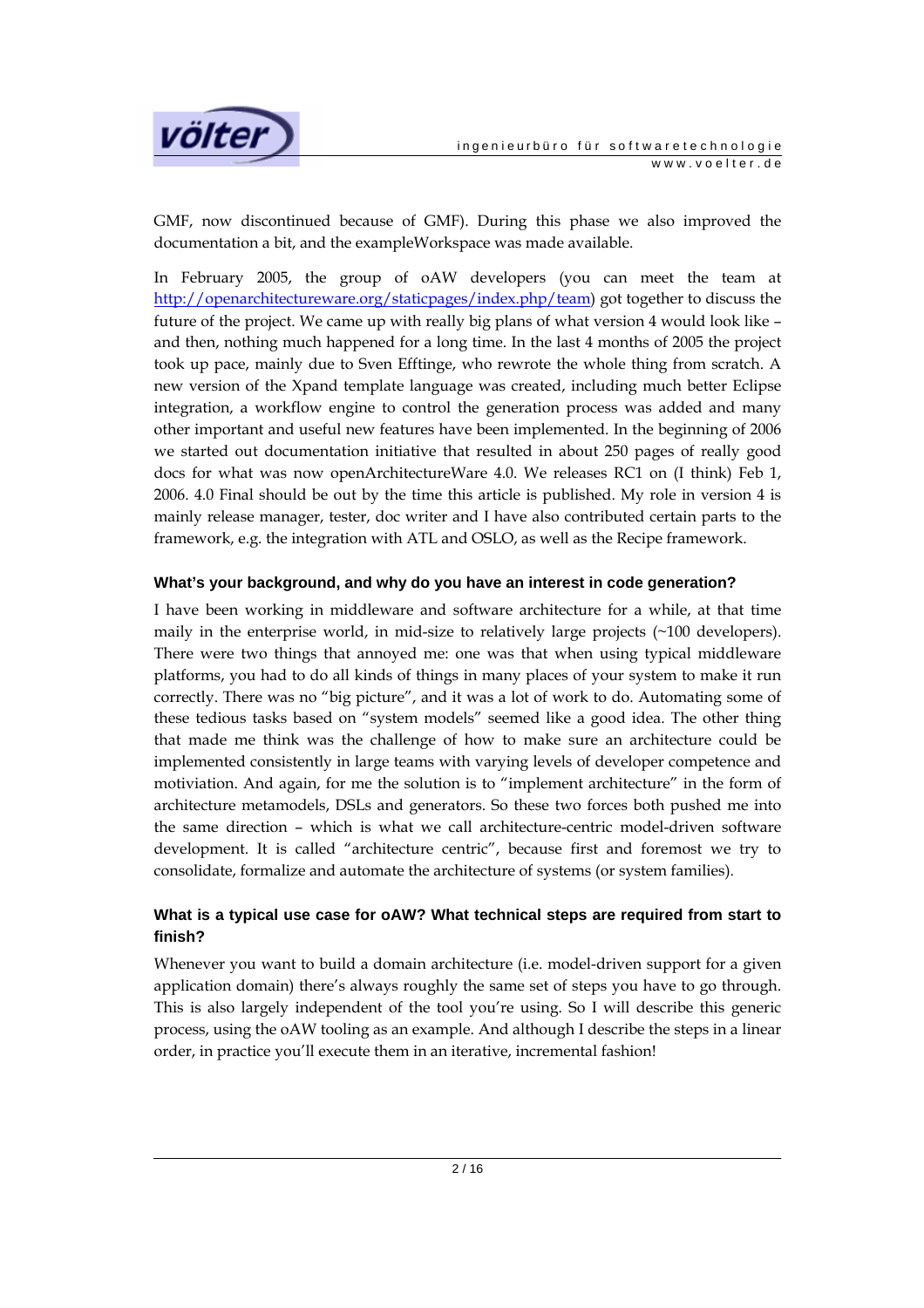GMF, now discontinued because of GMF). During this phase we also improved the documentation a bit, and the exampleWorkspace was made available.

In February 2005, the group of oAW developers (you can meet the team at [http://openarchitectureware.org/staticpages/index.php/team](http://openarchitectureware.org/staticpages/index.php/team)) got together to discuss the future of the project. We came up with really big plans of what version 4 would look like – and then, nothing much happened for a long time. In the last 4 months of 2005 the project took up pace, mainly due to Sven Efftinge, who rewrote the whole thing from scratch. A new version of the Xpand template language was created, including much better Eclipse integration, a workflow engine to control the generation process was added and many other important and useful new features have been implemented. In the beginning of 2006 we started out documentation initiative that resulted in about 250 pages of really good docs for what was now openArchitectureWare 4.0. We releases RC1 on (I think) Feb 1, 2006. 4.0 Final should be out by the time this article is published. My role in version 4 is mainly release manager, tester, doc writer and I have also contributed certain parts to the framework, e.g. the integration with ATL and OSLO, as well as the Recipe framework.

### What's your background, and why do you have an interest in code generation?

I have been working in middleware and software architecture for a while, at that time maily in the enterprise world, in mid-size to relatively large projects (~100 developers). There were two things that annoyed me: one was that when using typical middleware platforms, you had to do all kinds of things in many places of your system to make it run correctly. There was no "big picture", and it was a lot of work to do. Automating some of these tedious tasks based on "system models" seemed like a good idea. The other thing that made me think was the challenge of how to make sure an architecture could be implemented consistently in large teams with varying levels of developer competence and motiviation. And again, for me the solution is to "implement architecture" in the form of architecture metamodels, DSLs and generators. So these two forces both pushed me into the same direction – which is what we call architecture-centric model-driven software development. It is called "architecture centric", because first and foremost we try to consolidate, formalize and automate the architecture of systems (or system families).

### What is a typical use case for oAW? What technical steps are required from start to finish?

Whenever you want to build a domain architecture (i.e. model-driven support for a given application domain) there's always roughly the same set of steps you have to go through. This is also largely independent of the tool you're using. So I will describe this generic process, using the oAW tooling as an example. And although I describe the steps in a linear order, in practice you'll execute them in an iterative, incremental fashion!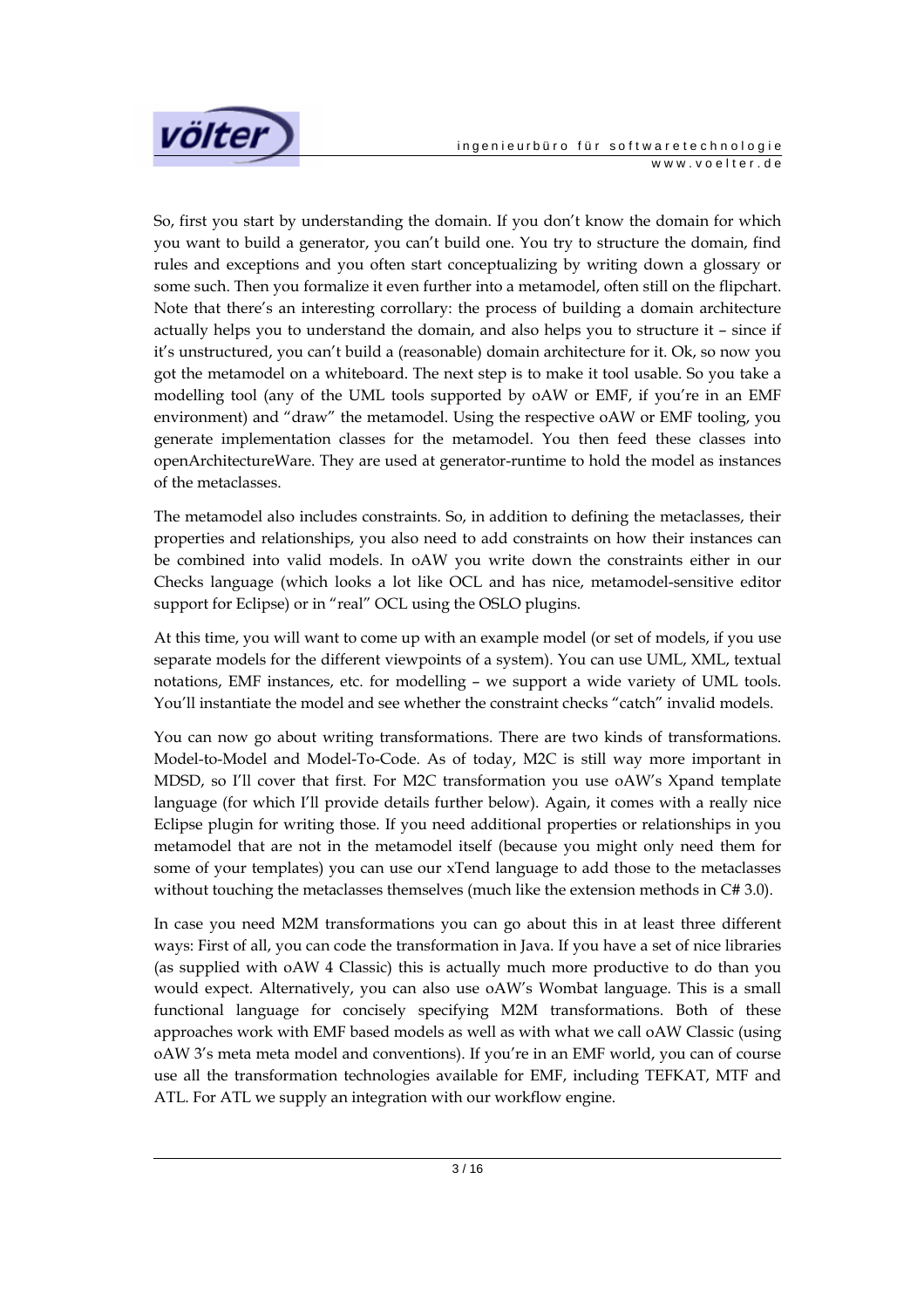So, first you start by understanding the domain. If you don't know the domain for which you want to build a generator, you can't build one. You try to structure the domain, find rules and exceptions and you often start conceptualizing by writing down a glossary or some such. Then you formalize it even further into a metamodel, often still on the flipchart. Note that there's an interesting corrollary: the process of building a domain architecture actually helps you to understand the domain, and also helps you to structure it – since if it's unstructured, you can't build a (reasonable) domain architecture for it. Ok, so now you got the metamodel on a whiteboard. The next step is to make it tool usable. So you take a modelling tool (any of the UML tools supported by oAW or EMF, if you're in an EMF environment) and "draw" the metamodel. Using the respective oAW or EMF tooling, you generate implementation classes for the metamodel. You then feed these classes into openArchitectureWare. They are used at generator-runtime to hold the model as instances of the metaclasses.

The metamodel also includes constraints. So, in addition to defining the metaclasses, their properties and relationships, you also need to add constraints on how their instances can be combined into valid models. In oAW you write down the constraints either in our Checks language (which looks a lot like OCL and has nice, metamodel-sensitive editor support for Eclipse) or in "real" OCL using the OSLO plugins.

At this time, you will want to come up with an example model (or set of models, if you use separate models for the different viewpoints of a system). You can use UML, XML, textual notations, EMF instances, etc. for modelling – we support a wide variety of UML tools. You'll instantiate the model and see whether the constraint checks "catch" invalid models.

You can now go about writing transformations. There are two kinds of transformations. Model-to-Model and Model-To-Code. As of today, M2C is still way more important in MDSD, so I'll cover that first. For M2C transformation you use oAW's Xpand template language (for which I'll provide details further below). Again, it comes with a really nice Eclipse plugin for writing those. If you need additional properties or relationships in you metamodel that are not in the metamodel itself (because you might only need them for some of your templates) you can use our xTend language to add those to the metaclasses without touching the metaclasses themselves (much like the extension methods in C# 3.0).

In case you need M2M transformations you can go about this in at least three different ways: First of all, you can code the transformation in Java. If you have a set of nice libraries (as supplied with oAW 4 Classic) this is actually much more productive to do than you would expect. Alternatively, you can also use oAW's Wombat language. This is a small functional language for concisely specifying M2M transformations. Both of these approaches work with EMF based models as well as with what we call oAW Classic (using oAW 3's meta meta model and conventions). If you're in an EMF world, you can of course use all the transformation technologies available for EMF, including TEFKAT, MTF and ATL. For ATL we supply an integration with our workflow engine.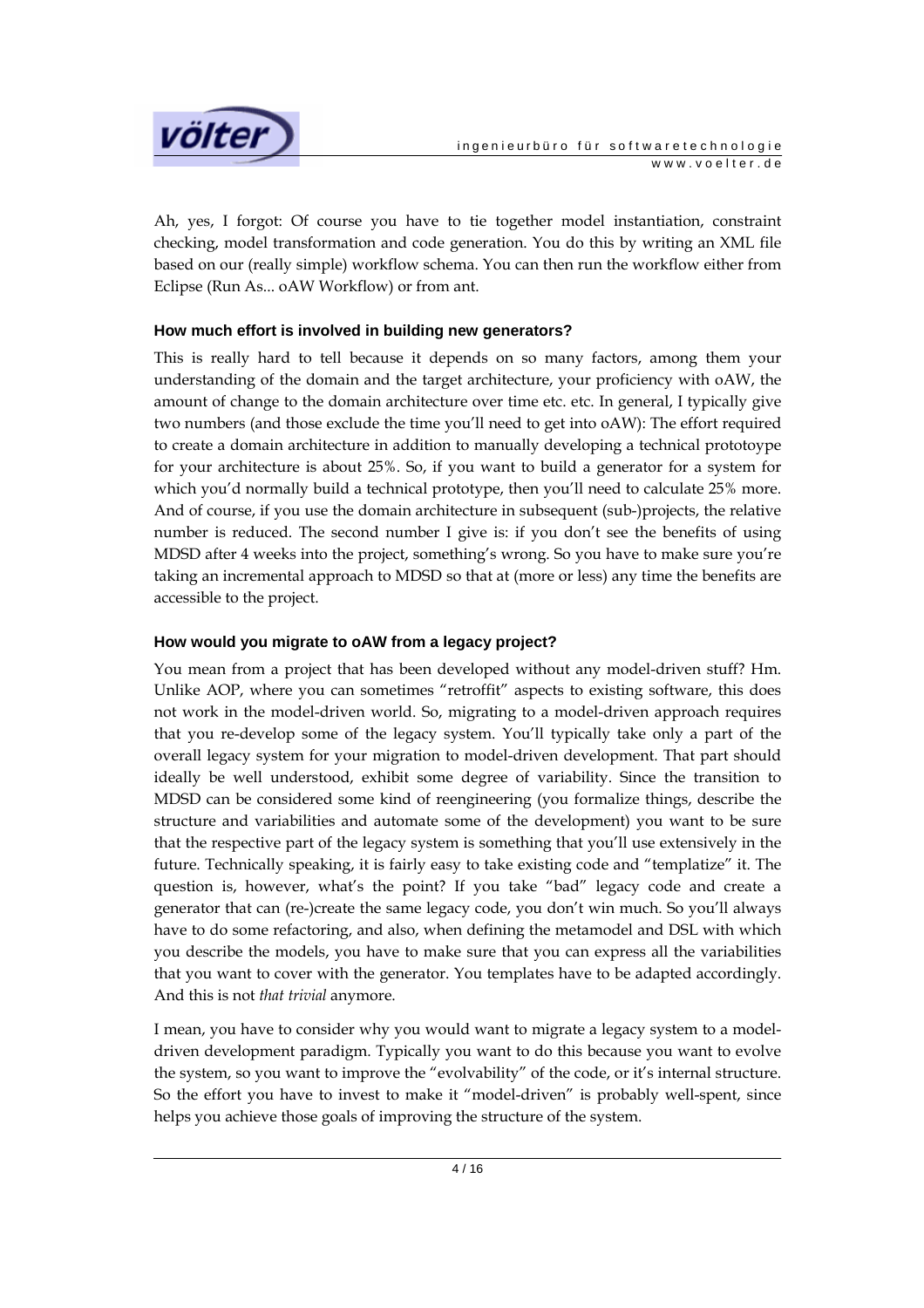Ah, yes, I forgot: Of course you have to tie together model instantiation, constraint checking, model transformation and code generation. You do this by writing an XML file based on our (really simple) workflow schema. You can then run the workflow either from Eclipse (Run As... oAW Workflow) or from ant.

### How much effort is involved in building new generators?

This is really hard to tell because it depends on so many factors, among them your understanding of the domain and the target architecture, your proficiency with oAW, the amount of change to the domain architecture over time etc. etc. In general, I typically give two numbers (and those exclude the time you'll need to get into oAW): The effort required to create a domain architecture in addition to manually developing a technical protootype for your architecture is about 25%. So, if you want to build a generator for a system for which you'd normally build a technical prototype, then you'll need to calculate 25% more. And of course, if you use the domain architecture in subsequent (sub-)projects, the relative number is reduced. The second number I give is: if you don't see the benefits of using MDSD after 4 weeks into the project, something's wrong. So you have to make sure you're taking an incremental approach to MDSD so that at (more or less) any time the benefits are accessible to the project.

### How would you migrate to oAW from a legacy project?

You mean from a project that has been developed without any model-driven stuff? Hm. Unlike AOP, where you can sometimes "retroffit" aspects to existing software, this does not work in the model-driven world. So, migrating to a model-driven approach requires that you re-develop some of the legacy system. You'll typically take only a part of the overall legacy system for your migration to model-driven development. That part should ideally be well understood, exhibit some degree of variability. Since the transition to MDSD can be considered some kind of reengineering (you formalize things, describe the structure and variabilities and automate some of the development) you want to be sure that the respective part of the legacy system is something that you'll use extensively in the future. Technically speaking, it is fairly easy to take existing code and "templatize" it. The question is, however, what's the point? If you take "bad" legacy code and create a generator that can (re-)create the same legacy code, you don't win much. So you'll always have to do some refactoring, and also, when defining the metamodel and DSL with which you describe the models, you have to make sure that you can express all the variabilities that you want to cover with the generator. You templates have to be adapted accordingly. And this is not *that trivial* anymore.

I mean, you have to consider why you would want to migrate a legacy system to a model-driven development paradigm. Typically you want to do this because you want to evolve the system, so you want to improve the "evolvability" of the code, or it's internal structure. So the effort you have to invest to make it "model-driven" is probably well-spent, since helps you achieve those goals of improving the structure of the system.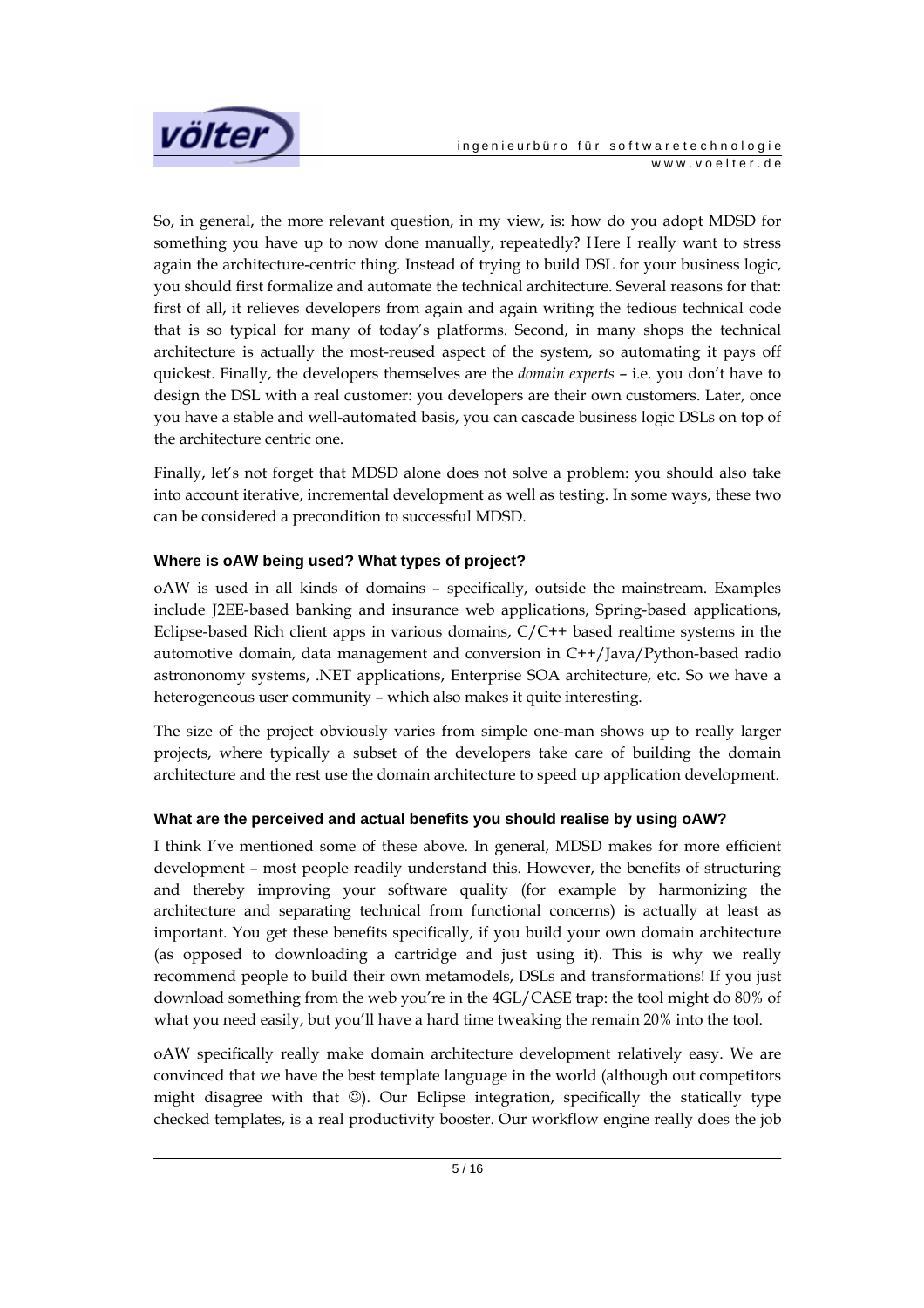So, in general, the more relevant question, in my view, is: how do you adopt MDSD for something you have up to now done manually, repeatedly? Here I really want to stress again the architecture-centric thing. Instead of trying to build DSL for your business logic, you should first formalize and automate the technical architecture. Several reasons for that: first of all, it relieves developers from again and again writing the tedious technical code that is so typical for many of today's platforms. Second, in many shops the technical architecture is actually the most-reused aspect of the system, so automating it pays off quickest. Finally, the developers themselves are the *domain experts* – i.e. you don't have to design the DSL with a real customer: you developers are their own customers. Later, once you have a stable and well-automated basis, you can cascade business logic DSLs on top of the architecture centric one.

Finally, let's not forget that MDSD alone does not solve a problem: you should also take into account iterative, incremental development as well as testing. In some ways, these two can be considered a precondition to successful MDSD.

### Where is oAW being used? What types of project?

oAW is used in all kinds of domains – specifically, outside the mainstream. Examples include J2EE-based banking and insurance web applications, Spring-based applications, Eclipse-based Rich client apps in various domains, C/C++ based realtime systems in the automotive domain, data management and conversion in C++/Java/Python-based radio astrononomy systems, .NET applications, Enterprise SOA architecture, etc. So we have a heterogeneous user community – which also makes it quite interesting.

The size of the project obviously varies from simple one-man shows up to really larger projects, where typically a subset of the developers take care of building the domain architecture and the rest use the domain architecture to speed up application development.

### What are the perceived and actual benefits you should realise by using oAW?

I think I've mentioned some of these above. In general, MDSD makes for more efficient development – most people readily understand this. However, the benefits of structuring and thereby improving your software quality (for example by harmonizing the architecture and separating technical from functional concerns) is actually at least as important. You get these benefits specifically, if you build your own domain architecture (as opposed to downloading a cartridge and just using it). This is why we really recommend people to build their own metamodels, DSLs and transformations! If you just download something from the web you're in the 4GL/CASE trap: the tool might do 80% of what you need easily, but you'll have a hard time tweaking the remain 20% into the tool.

oAW specifically really make domain architecture development relatively easy. We are convinced that we have the best template language in the world (although out competitors might disagree with that ☺). Our Eclipse integration, specifically the statically type checked templates, is a real productivity booster. Our workflow engine really does the job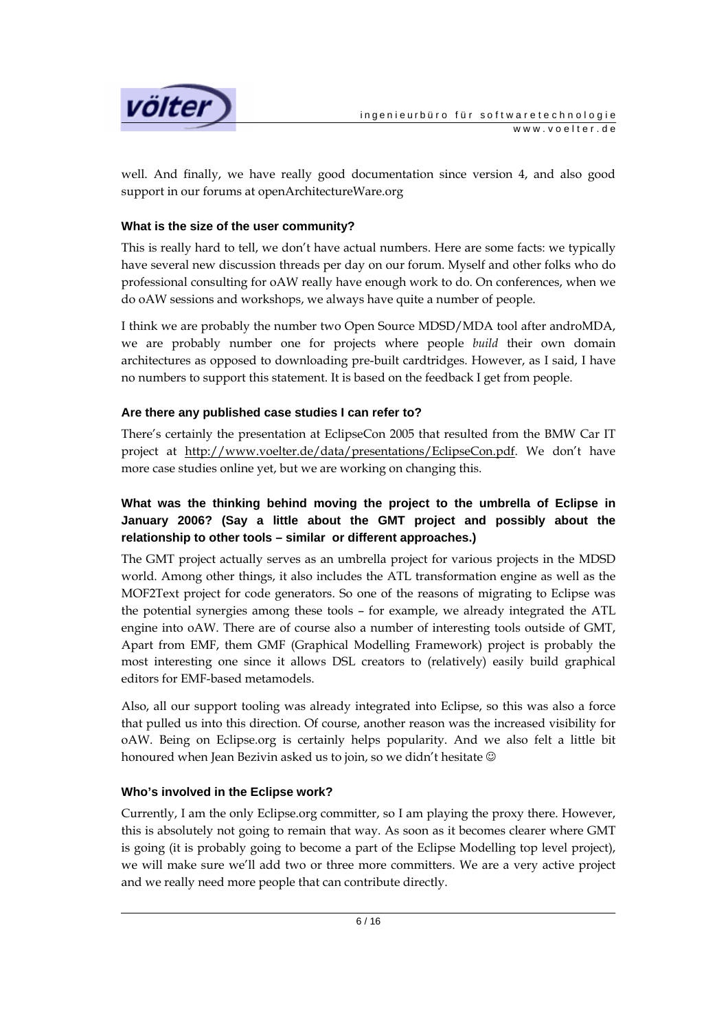well. And finally, we have really good documentation since version 4, and also good support in our forums at openArchitectureWare.org

### What is the size of the user community?

This is really hard to tell, we don't have actual numbers. Here are some facts: we typically have several new discussion threads per day on our forum. Myself and other folks who do professional consulting for oAW really have enough work to do. On conferences, when we do oAW sessions and workshops, we always have quite a number of people.

I think we are probably the number two Open Source MDSD/MDA tool after androMDA, we are probably number one for projects where people *build* their own domain architectures as opposed to downloading pre-built cardtridges. However, as I said, I have no numbers to support this statement. It is based on the feedback I get from people.

### Are there any published case studies I can refer to?

There's certainly the presentation at EclipseCon 2005 that resulted from the BMW Car IT project at http://www.voelter.de/data/presentations/EclipseCon.pdf. We don't have more case studies online yet, but we are working on changing this.

### What was the thinking behind moving the project to the umbrella of Eclipse in January 2006? (Say a little about the GMT project and possibly about the relationship to other tools – similar or different approaches.)

The GMT project actually serves as an umbrella project for various projects in the MDSD world. Among other things, it also includes the ATL transformation engine as well as the MOF2Text project for code generators. So one of the reasons of migrating to Eclipse was the potential synergies among these tools – for example, we already integrated the ATL engine into oAW. There are of course also a number of interesting tools outside of GMT, Apart from EMF, them GMF (Graphical Modelling Framework) project is probably the most interesting one since it allows DSL creators to (relatively) easily build graphical editors for EMF-based metamodels.

Also, all our support tooling was already integrated into Eclipse, so this was also a force that pulled us into this direction. Of course, another reason was the increased visibility for oAW. Being on Eclipse.org is certainly helps popularity. And we also felt a little bit honoured when Jean Bezivin asked us to join, so we didn't hesitate ☺

### Who's involved in the Eclipse work?

Currently, I am the only Eclipse.org committer, so I am playing the proxy there. However, this is absolutely not going to remain that way. As soon as it becomes clearer where GMT is going (it is probably going to become a part of the Eclipse Modelling top level project), we will make sure we'll add two or three more committers. We are a very active project and we really need more people that can contribute directly.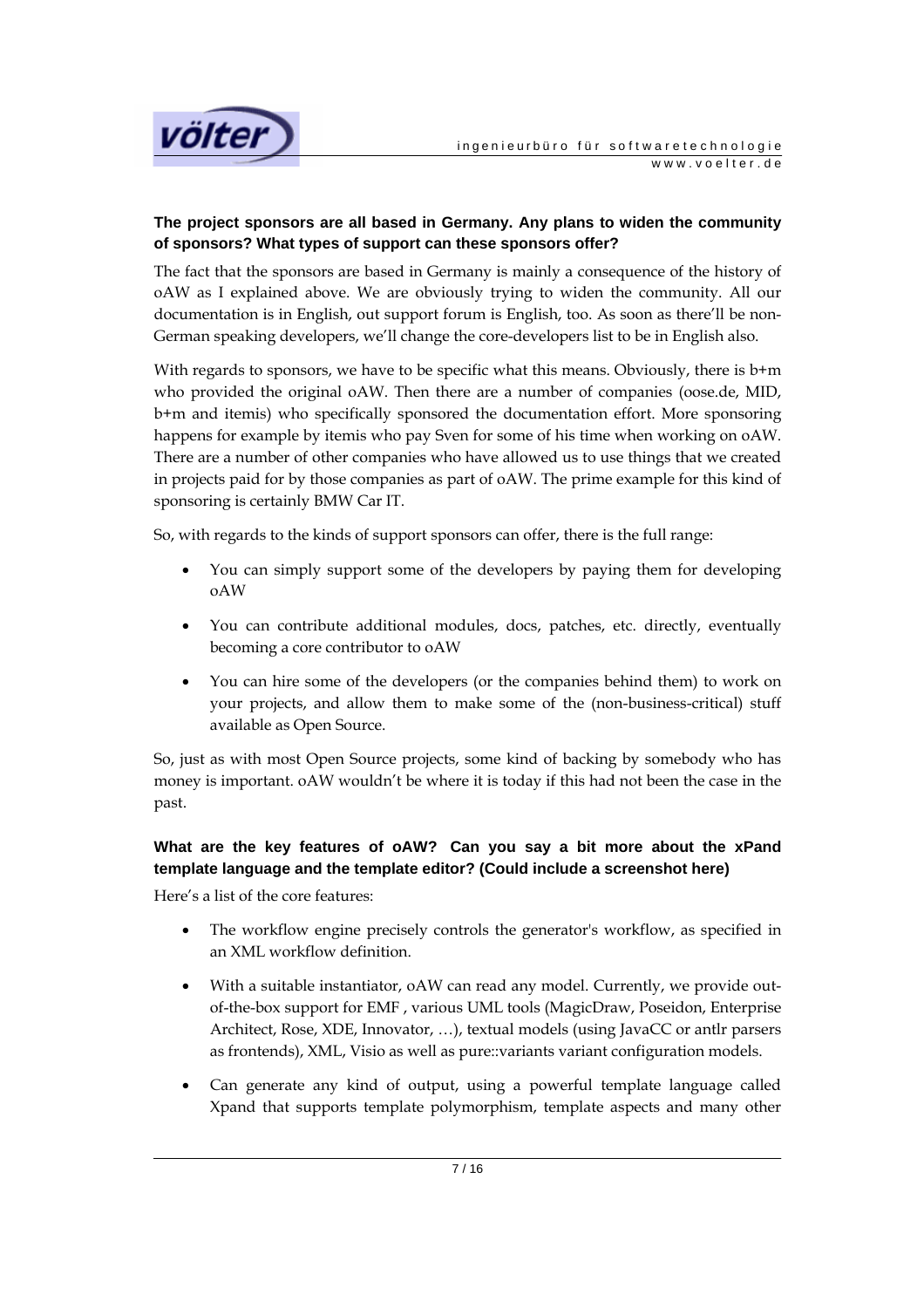**The project sponsors are all based in Germany. Any plans to widen the community of sponsors? What types of support can these sponsors offer?**

The fact that the sponsors are based in Germany is mainly a consequence of the history of oAW as I explained above. We are obviously trying to widen the community. All our documentation is in English, out support forum is English, too. As soon as there'll be non-German speaking developers, we'll change the core-developers list to be in English also.

With regards to sponsors, we have to be specific what this means. Obviously, there is b+m who provided the original oAW. Then there are a number of companies (oose.de, MID, b+m and itemis) who specifically sponsored the documentation effort. More sponsoring happens for example by itemis who pay Sven for some of his time when working on oAW. There are a number of other companies who have allowed us to use things that we created in projects paid for by those companies as part of oAW. The prime example for this kind of sponsoring is certainly BMW Car IT.

So, with regards to the kinds of support sponsors can offer, there is the full range:

- You can simply support some of the developers by paying them for developing oAW
- You can contribute additional modules, docs, patches, etc. directly, eventually becoming a core contributor to oAW
- You can hire some of the developers (or the companies behind them) to work on your projects, and allow them to make some of the (non-business-critical) stuff available as Open Source.

So, just as with most Open Source projects, some kind of backing by somebody who has money is important. oAW wouldn't be where it is today if this had not been the case in the past.

**What are the key features of oAW? Can you say a bit more about the xPand template language and the template editor? (Could include a screenshot here)**

Here's a list of the core features:

- The workflow engine precisely controls the generator's workflow, as specified in an XML workflow definition.
- With a suitable instantiator, oAW can read any model. Currently, we provide out-of-the-box support for EMF , various UML tools (MagicDraw, Poseidon, Enterprise Architect, Rose, XDE, Innovator, …), textual models (using JavaCC or antlr parsers as frontends), XML, Visio as well as pure::variants variant configuration models.
- Can generate any kind of output, using a powerful template language called Xpand that supports template polymorphism, template aspects and many other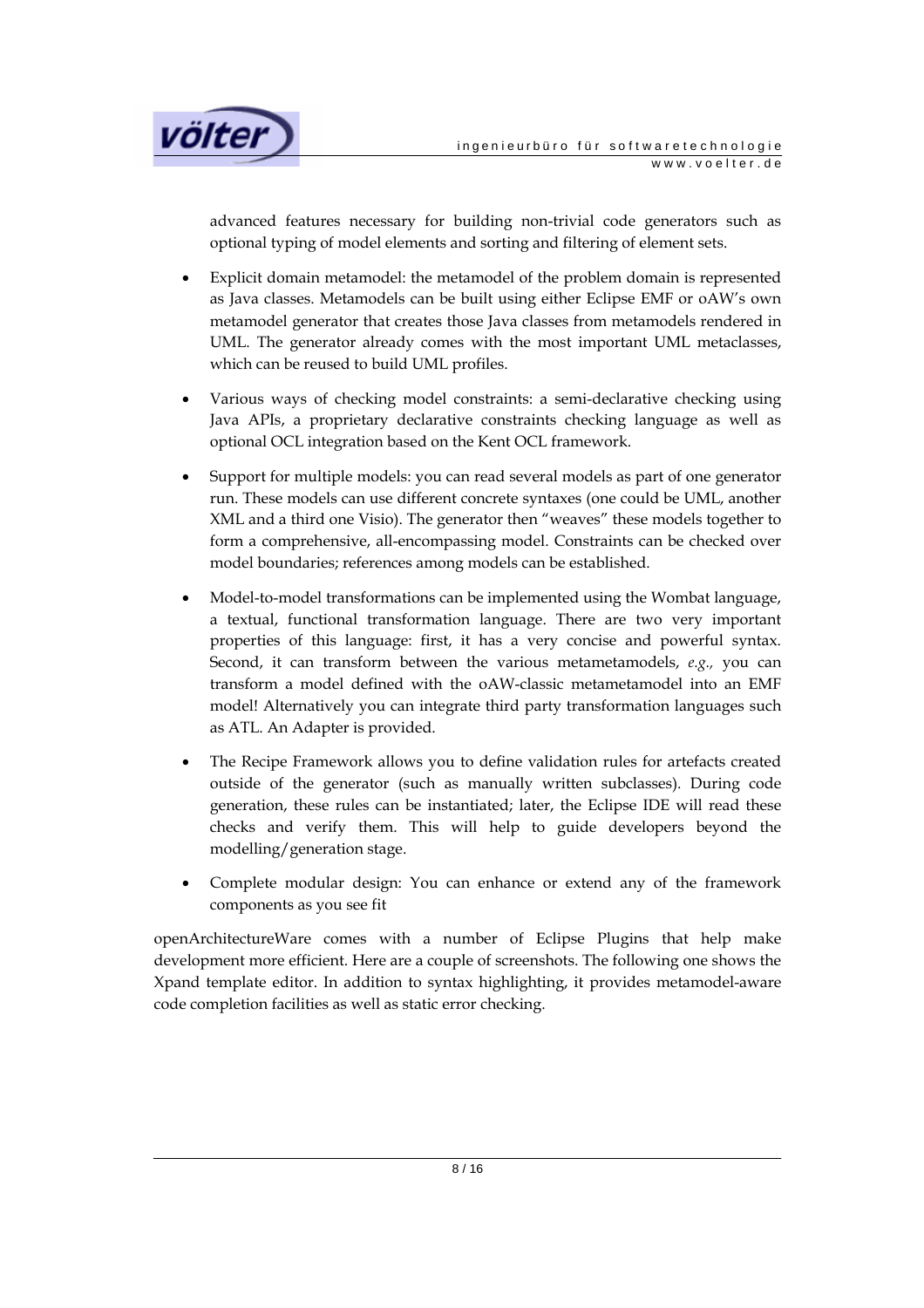advanced features necessary for building non-trivial code generators such as optional typing of model elements and sorting and filtering of element sets.

- Explicit domain metamodel: the metamodel of the problem domain is represented as Java classes. Metamodels can be built using either Eclipse EMF or oAW's own metamodel generator that creates those Java classes from metamodels rendered in UML. The generator already comes with the most important UML metaclasses, which can be reused to build UML profiles.

- Various ways of checking model constraints: a semi-declarative checking using Java APIs, a proprietary declarative constraints checking language as well as optional OCL integration based on the Kent OCL framework.

- Support for multiple models: you can read several models as part of one generator run. These models can use different concrete syntaxes (one could be UML, another XML and a third one Visio). The generator then "weaves" these models together to form a comprehensive, all-encompassing model. Constraints can be checked over model boundaries; references among models can be established.

- Model-to-model transformations can be implemented using the Wombat language, a textual, functional transformation language. There are two very important properties of this language: first, it has a very concise and powerful syntax. Second, it can transform between the various metametamodels, *e.g.,* you can transform a model defined with the oAW-classic metametamodel into an EMF model! Alternatively you can integrate third party transformation languages such as ATL. An Adapter is provided.

- The Recipe Framework allows you to define validation rules for artefacts created outside of the generator (such as manually written subclasses). During code generation, these rules can be instantiated; later, the Eclipse IDE will read these checks and verify them. This will help to guide developers beyond the modelling/generation stage.

- Complete modular design: You can enhance or extend any of the framework components as you see fit

openArchitectureWare comes with a number of Eclipse Plugins that help make development more efficient. Here are a couple of screenshots. The following one shows the Xpand template editor. In addition to syntax highlighting, it provides metamodel-aware code completion facilities as well as static error checking.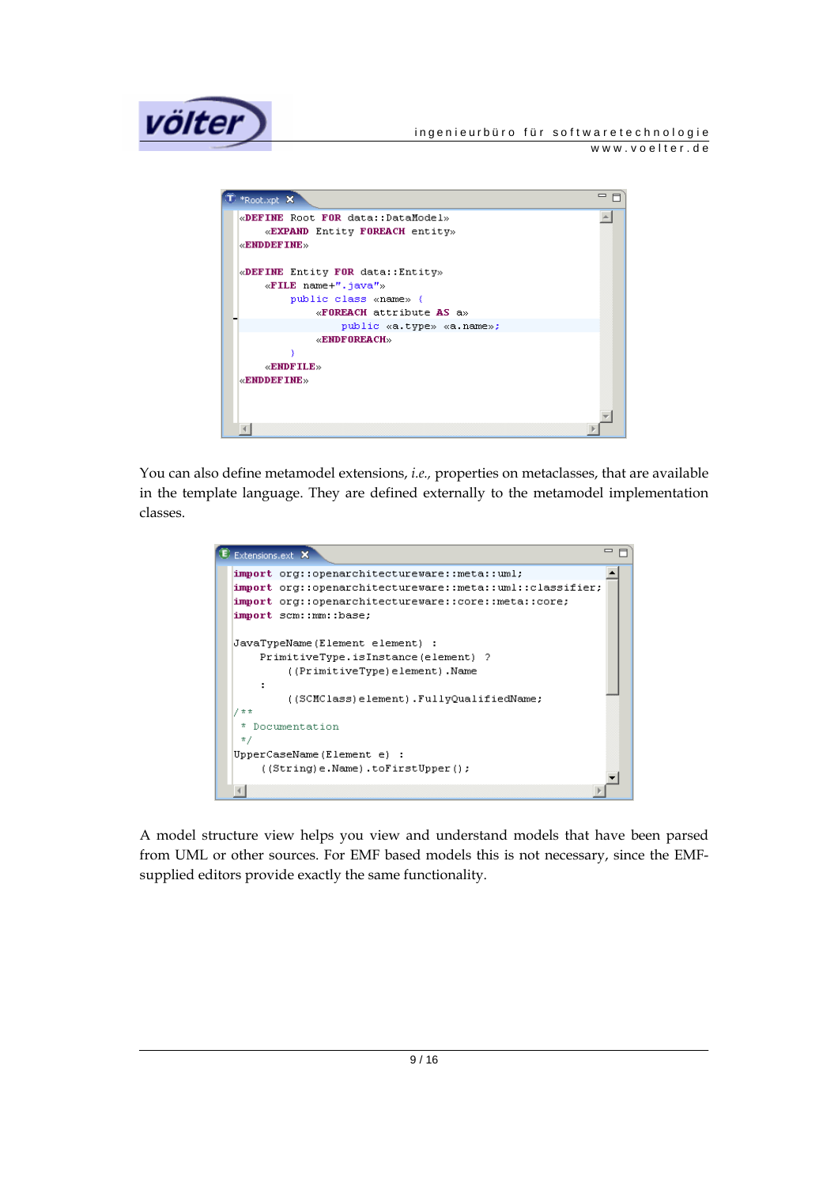```
«DEFINE Root FOR data::DataModel»
    «EXPAND Entity FOREACH entity»
«ENDDEFINE»

«DEFINE Entity FOR data::Entity»
    «FILE name+".java"»
        public class «name» {
            «FOREACH attribute AS a»
                public «a.type» «a.name»;
            «ENDFOREACH»
        }
    «ENDFILE»
«ENDDEFINE»
```

You can also define metamodel extensions, *i.e.,* properties on metaclasses, that are available in the template language. They are defined externally to the metamodel implementation classes.

```
import org::openarchitectureware::meta::uml;
import org::openarchitectureware::meta::uml::classifier;
import org::openarchitectureware::core::meta::core;
import scm::mm::base;

JavaTypeName(Element element) :
    PrimitiveType.isInstance(element) ?
        ((PrimitiveType)element).Name
    :
        ((SCMClass)element).FullyQualifiedName;
/**
 * Documentation
 */
UpperCaseName(Element e) :
    ((String)e.Name).toFirstUpper();
```

A model structure view helps you view and understand models that have been parsed from UML or other sources. For EMF based models this is not necessary, since the EMF-supplied editors provide exactly the same functionality.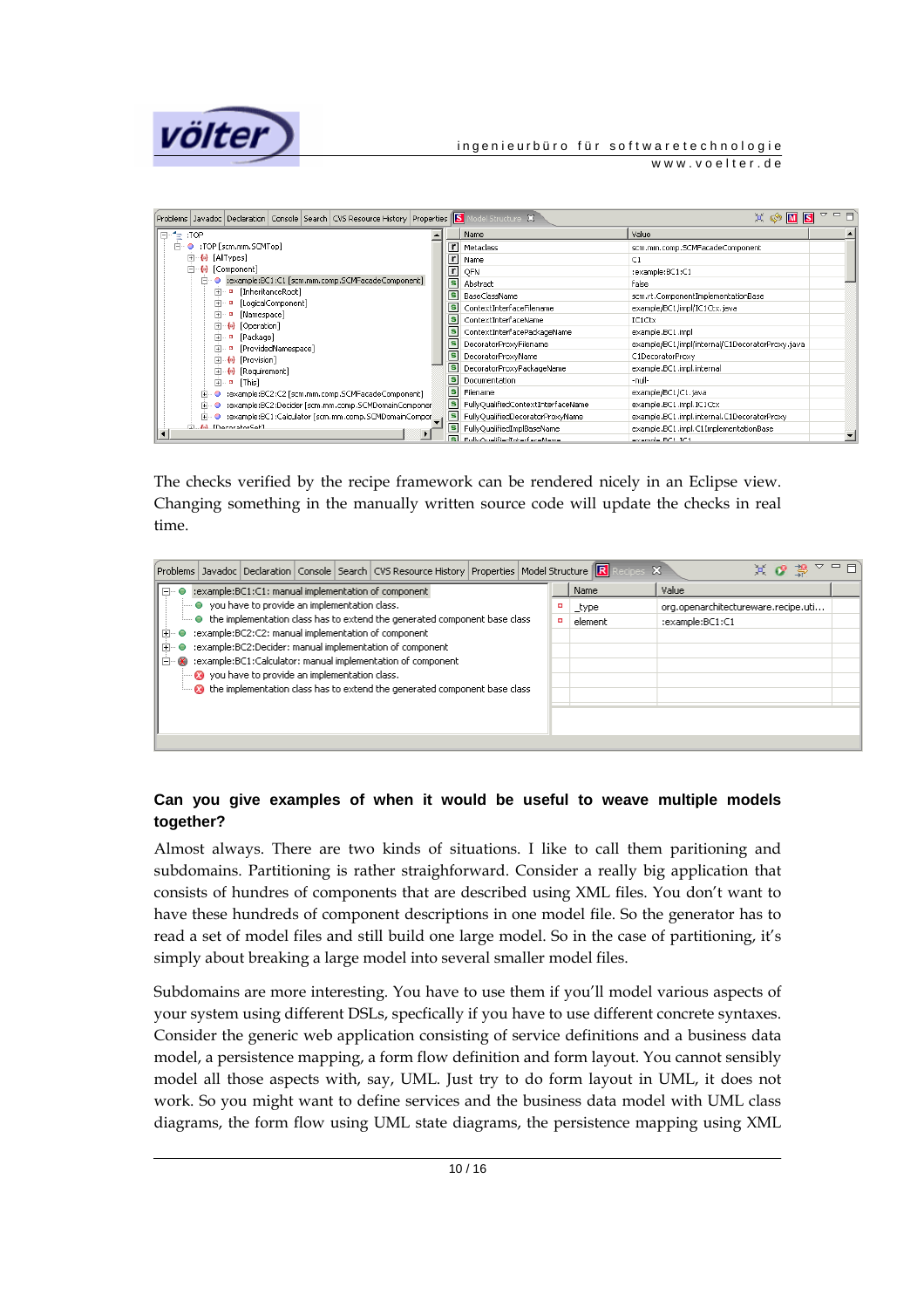The checks verified by the recipe framework can be rendered nicely in an Eclipse view. Changing something in the manually written source code will update the checks in real time.

**Can you give examples of when it would be useful to weave multiple models together?**

Almost always. There are two kinds of situations. I like to call them paritioning and subdomains. Partitioning is rather straighforward. Consider a really big application that consists of hundres of components that are described using XML files. You don't want to have these hundreds of component descriptions in one model file. So the generator has to read a set of model files and still build one large model. So in the case of partitioning, it's simply about breaking a large model into several smaller model files.

Subdomains are more interesting. You have to use them if you'll model various aspects of your system using different DSLs, specfically if you have to use different concrete syntaxes. Consider the generic web application consisting of service definitions and a business data model, a persistence mapping, a form flow definition and form layout. You cannot sensibly model all those aspects with, say, UML. Just try to do form layout in UML, it does not work. So you might want to define services and the business data model with UML class diagrams, the form flow using UML state diagrams, the persistence mapping using XML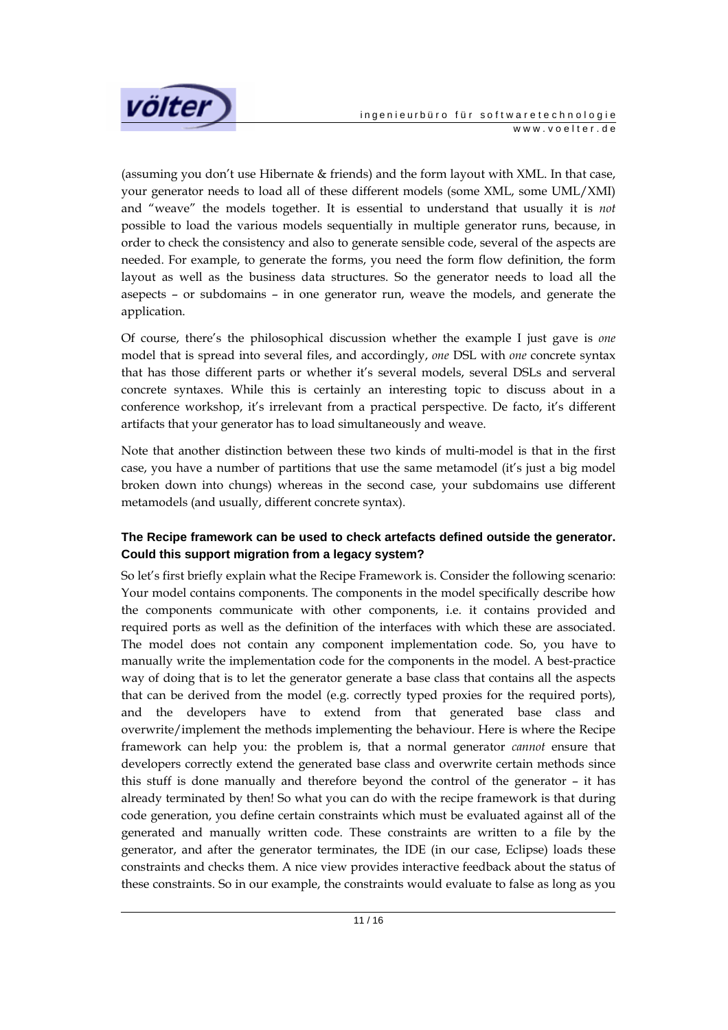(assuming you don't use Hibernate & friends) and the form layout with XML. In that case, your generator needs to load all of these different models (some XML, some UML/XMI) and "weave" the models together. It is essential to understand that usually it is *not* possible to load the various models sequentially in multiple generator runs, because, in order to check the consistency and also to generate sensible code, several of the aspects are needed. For example, to generate the forms, you need the form flow definition, the form layout as well as the business data structures. So the generator needs to load all the asepects – or subdomains – in one generator run, weave the models, and generate the application.

Of course, there's the philosophical discussion whether the example I just gave is *one* model that is spread into several files, and accordingly, *one* DSL with *one* concrete syntax that has those different parts or whether it's several models, several DSLs and serveral concrete syntaxes. While this is certainly an interesting topic to discuss about in a conference workshop, it's irrelevant from a practical perspective. De facto, it's different artifacts that your generator has to load simultaneously and weave.

Note that another distinction between these two kinds of multi-model is that in the first case, you have a number of partitions that use the same metamodel (it's just a big model broken down into chungs) whereas in the second case, your subdomains use different metamodels (and usually, different concrete syntax).

**The Recipe framework can be used to check artefacts defined outside the generator. Could this support migration from a legacy system?**

So let's first briefly explain what the Recipe Framework is. Consider the following scenario: Your model contains components. The components in the model specifically describe how the components communicate with other components, i.e. it contains provided and required ports as well as the definition of the interfaces with which these are associated. The model does not contain any component implementation code. So, you have to manually write the implementation code for the components in the model. A best-practice way of doing that is to let the generator generate a base class that contains all the aspects that can be derived from the model (e.g. correctly typed proxies for the required ports), and the developers have to extend from that generated base class and overwrite/implement the methods implementing the behaviour. Here is where the Recipe framework can help you: the problem is, that a normal generator *cannot* ensure that developers correctly extend the generated base class and overwrite certain methods since this stuff is done manually and therefore beyond the control of the generator – it has already terminated by then! So what you can do with the recipe framework is that during code generation, you define certain constraints which must be evaluated against all of the generated and manually written code. These constraints are written to a file by the generator, and after the generator terminates, the IDE (in our case, Eclipse) loads these constraints and checks them. A nice view provides interactive feedback about the status of these constraints. So in our example, the constraints would evaluate to false as long as you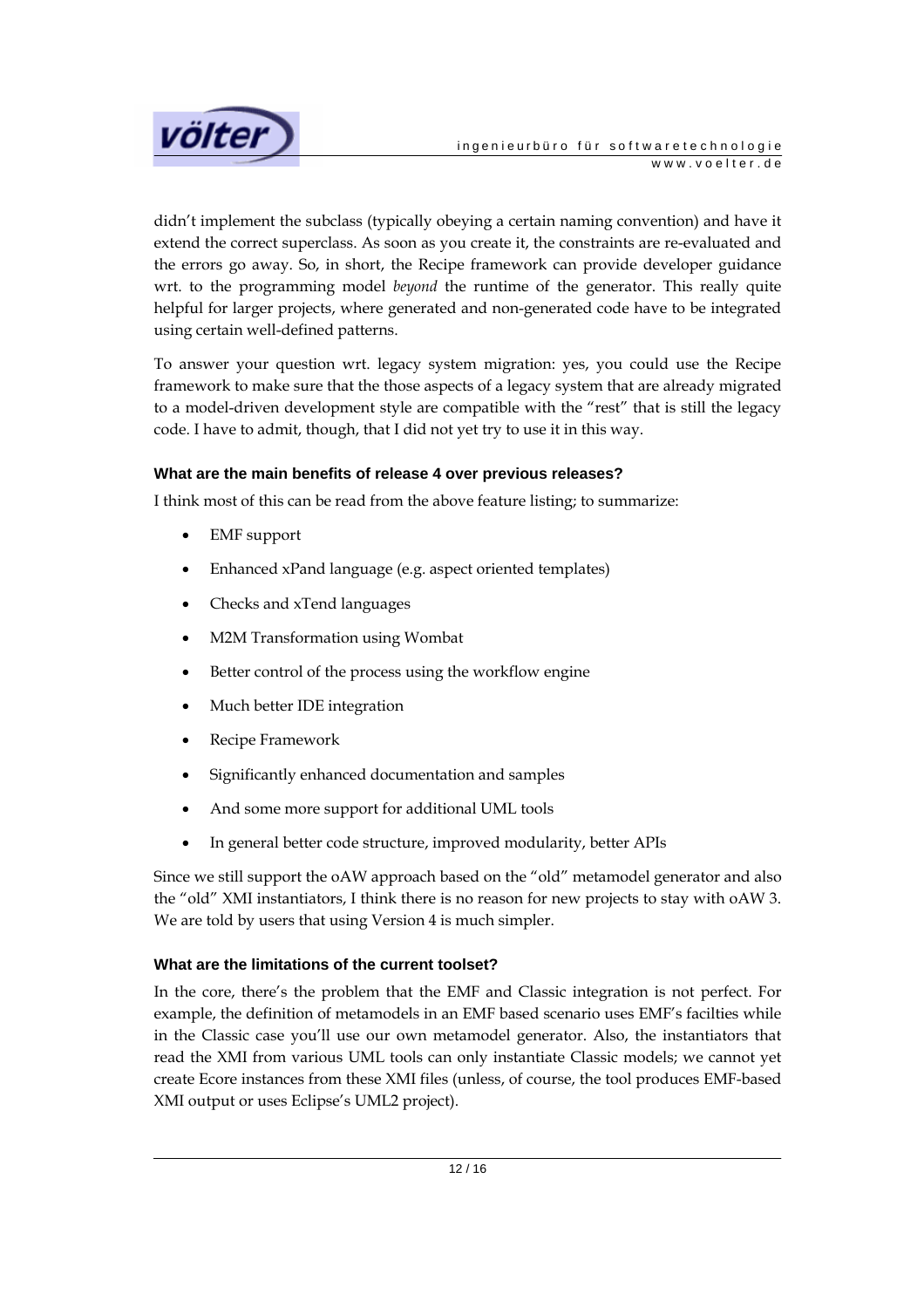didn't implement the subclass (typically obeying a certain naming convention) and have it extend the correct superclass. As soon as you create it, the constraints are re-evaluated and the errors go away. So, in short, the Recipe framework can provide developer guidance wrt. to the programming model *beyond* the runtime of the generator. This really quite helpful for larger projects, where generated and non-generated code have to be integrated using certain well-defined patterns.

To answer your question wrt. legacy system migration: yes, you could use the Recipe framework to make sure that the those aspects of a legacy system that are already migrated to a model-driven development style are compatible with the "rest" that is still the legacy code. I have to admit, though, that I did not yet try to use it in this way.

#### What are the main benefits of release 4 over previous releases?

I think most of this can be read from the above feature listing; to summarize:

- EMF support
- Enhanced xPand language (e.g. aspect oriented templates)
- Checks and xTend languages
- M2M Transformation using Wombat
- Better control of the process using the workflow engine
- Much better IDE integration
- Recipe Framework
- Significantly enhanced documentation and samples
- And some more support for additional UML tools
- In general better code structure, improved modularity, better APIs

Since we still support the oAW approach based on the "old" metamodel generator and also the "old" XMI instantiators, I think there is no reason for new projects to stay with oAW 3. We are told by users that using Version 4 is much simpler.

#### What are the limitations of the current toolset?

In the core, there's the problem that the EMF and Classic integration is not perfect. For example, the definition of metamodels in an EMF based scenario uses EMF's facilties while in the Classic case you'll use our own metamodel generator. Also, the instantiators that read the XMI from various UML tools can only instantiate Classic models; we cannot yet create Ecore instances from these XMI files (unless, of course, the tool produces EMF-based XMI output or uses Eclipse's UML2 project).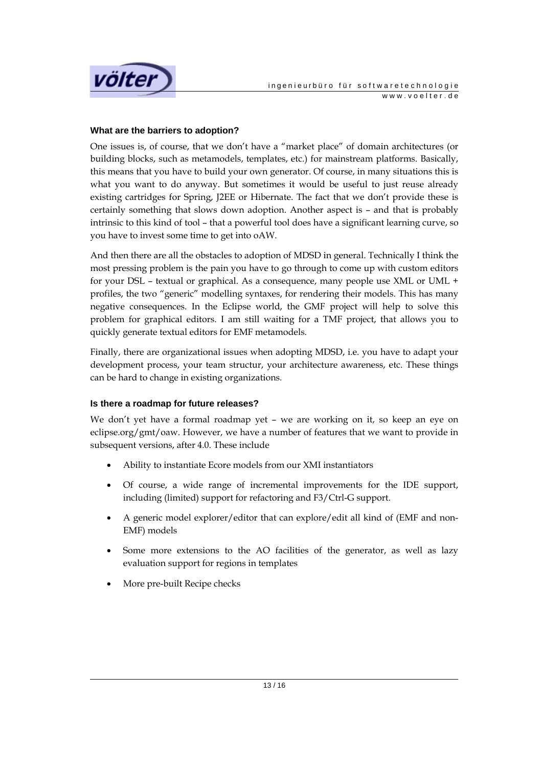### What are the barriers to adoption?

One issues is, of course, that we don't have a "market place" of domain architectures (or building blocks, such as metamodels, templates, etc.) for mainstream platforms. Basically, this means that you have to build your own generator. Of course, in many situations this is what you want to do anyway. But sometimes it would be useful to just reuse already existing cartridges for Spring, J2EE or Hibernate. The fact that we don't provide these is certainly something that slows down adoption. Another aspect is – and that is probably intrinsic to this kind of tool – that a powerful tool does have a significant learning curve, so you have to invest some time to get into oAW.

And then there are all the obstacles to adoption of MDSD in general. Technically I think the most pressing problem is the pain you have to go through to come up with custom editors for your DSL – textual or graphical. As a consequence, many people use XML or UML + profiles, the two "generic" modelling syntaxes, for rendering their models. This has many negative consequences. In the Eclipse world, the GMF project will help to solve this problem for graphical editors. I am still waiting for a TMF project, that allows you to quickly generate textual editors for EMF metamodels.

Finally, there are organizational issues when adopting MDSD, i.e. you have to adapt your development process, your team structur, your architecture awareness, etc. These things can be hard to change in existing organizations.

### Is there a roadmap for future releases?

We don't yet have a formal roadmap yet – we are working on it, so keep an eye on eclipse.org/gmt/oaw. However, we have a number of features that we want to provide in subsequent versions, after 4.0. These include

- Ability to instantiate Ecore models from our XMI instantiators
- Of course, a wide range of incremental improvements for the IDE support, including (limited) support for refactoring and F3/Ctrl-G support.
- A generic model explorer/editor that can explore/edit all kind of (EMF and non-EMF) models
- Some more extensions to the AO facilities of the generator, as well as lazy evaluation support for regions in templates
- More pre-built Recipe checks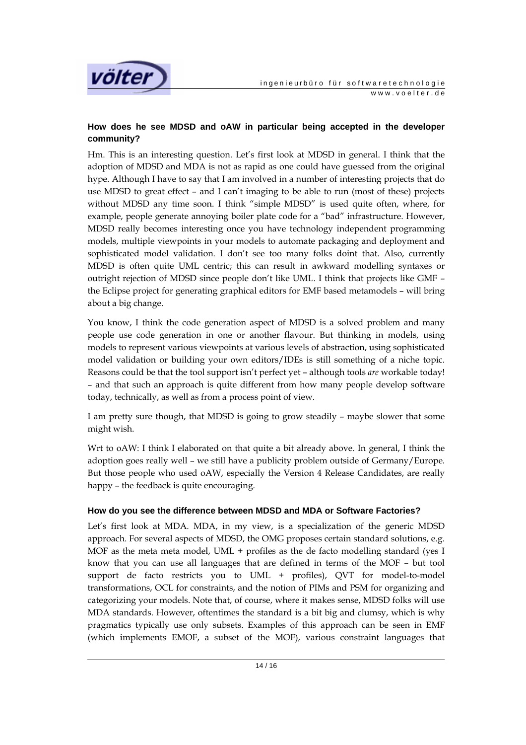**How does he see MDSD and oAW in particular being accepted in the developer community?**

Hm. This is an interesting question. Let's first look at MDSD in general. I think that the adoption of MDSD and MDA is not as rapid as one could have guessed from the original hype. Although I have to say that I am involved in a number of interesting projects that do use MDSD to great effect – and I can't imaging to be able to run (most of these) projects without MDSD any time soon. I think "simple MDSD" is used quite often, where, for example, people generate annoying boiler plate code for a "bad" infrastructure. However, MDSD really becomes interesting once you have technology independent programming models, multiple viewpoints in your models to automate packaging and deployment and sophisticated model validation. I don't see too many folks doint that. Also, currently MDSD is often quite UML centric; this can result in awkward modelling syntaxes or outright rejection of MDSD since people don't like UML. I think that projects like GMF – the Eclipse project for generating graphical editors for EMF based metamodels – will bring about a big change.

You know, I think the code generation aspect of MDSD is a solved problem and many people use code generation in one or another flavour. But thinking in models, using models to represent various viewpoints at various levels of abstraction, using sophisticated model validation or building your own editors/IDEs is still something of a niche topic. Reasons could be that the tool support isn't perfect yet – although tools *are* workable today! – and that such an approach is quite different from how many people develop software today, technically, as well as from a process point of view.

I am pretty sure though, that MDSD is going to grow steadily – maybe slower that some might wish.

Wrt to oAW: I think I elaborated on that quite a bit already above. In general, I think the adoption goes really well – we still have a publicity problem outside of Germany/Europe. But those people who used oAW, especially the Version 4 Release Candidates, are really happy – the feedback is quite encouraging.

**How do you see the difference between MDSD and MDA or Software Factories?**

Let's first look at MDA. MDA, in my view, is a specialization of the generic MDSD approach. For several aspects of MDSD, the OMG proposes certain standard solutions, e.g. MOF as the meta meta model, UML + profiles as the de facto modelling standard (yes I know that you can use all languages that are defined in terms of the MOF – but tool support de facto restricts you to UML + profiles), QVT for model-to-model transformations, OCL for constraints, and the notion of PIMs and PSM for organizing and categorizing your models. Note that, of course, where it makes sense, MDSD folks will use MDA standards. However, oftentimes the standard is a bit big and clumsy, which is why pragmatics typically use only subsets. Examples of this approach can be seen in EMF (which implements EMOF, a subset of the MOF), various constraint languages that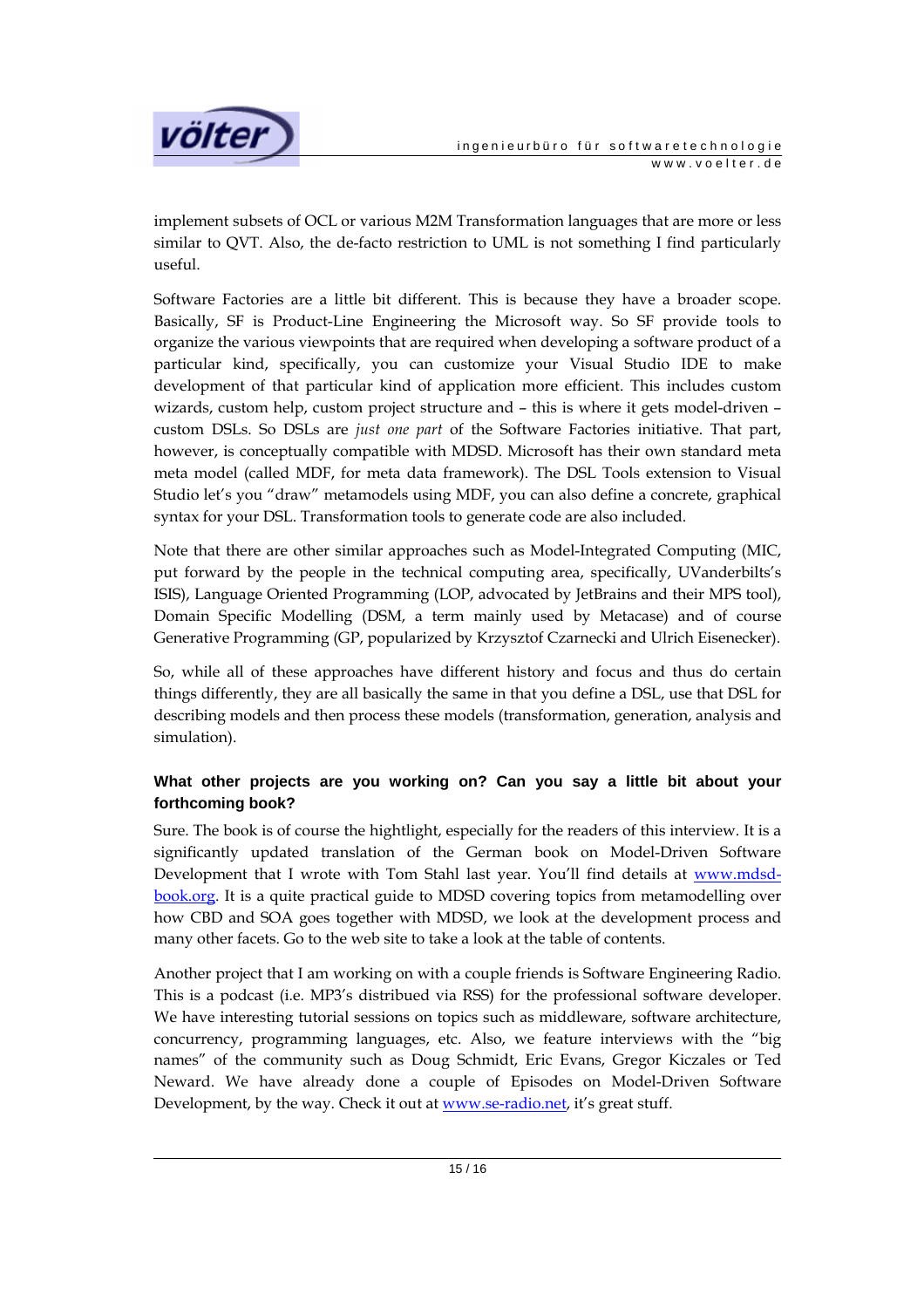implement subsets of OCL or various M2M Transformation languages that are more or less similar to QVT. Also, the de-facto restriction to UML is not something I find particularly useful.

Software Factories are a little bit different. This is because they have a broader scope. Basically, SF is Product-Line Engineering the Microsoft way. So SF provide tools to organize the various viewpoints that are required when developing a software product of a particular kind, specifically, you can customize your Visual Studio IDE to make development of that particular kind of application more efficient. This includes custom wizards, custom help, custom project structure and – this is where it gets model-driven – custom DSLs. So DSLs are *just one part* of the Software Factories initiative. That part, however, is conceptually compatible with MDSD. Microsoft has their own standard meta meta model (called MDF, for meta data framework). The DSL Tools extension to Visual Studio let's you "draw" metamodels using MDF, you can also define a concrete, graphical syntax for your DSL. Transformation tools to generate code are also included.

Note that there are other similar approaches such as Model-Integrated Computing (MIC, put forward by the people in the technical computing area, specifically, UVanderbilts's ISIS), Language Oriented Programming (LOP, advocated by JetBrains and their MPS tool), Domain Specific Modelling (DSM, a term mainly used by Metacase) and of course Generative Programming (GP, popularized by Krzysztof Czarnecki and Ulrich Eisenecker).

So, while all of these approaches have different history and focus and thus do certain things differently, they are all basically the same in that you define a DSL, use that DSL for describing models and then process these models (transformation, generation, analysis and simulation).

**What other projects are you working on? Can you say a little bit about your forthcoming book?**

Sure. The book is of course the hightlight, especially for the readers of this interview. It is a significantly updated translation of the German book on Model-Driven Software Development that I wrote with Tom Stahl last year. You'll find details at www.mdsd-book.org. It is a quite practical guide to MDSD covering topics from metamodelling over how CBD and SOA goes together with MDSD, we look at the development process and many other facets. Go to the web site to take a look at the table of contents.

Another project that I am working on with a couple friends is Software Engineering Radio. This is a podcast (i.e. MP3's distribued via RSS) for the professional software developer. We have interesting tutorial sessions on topics such as middleware, software architecture, concurrency, programming languages, etc. Also, we feature interviews with the "big names" of the community such as Doug Schmidt, Eric Evans, Gregor Kiczales or Ted Neward. We have already done a couple of Episodes on Model-Driven Software Development, by the way. Check it out at www.se-radio.net, it's great stuff.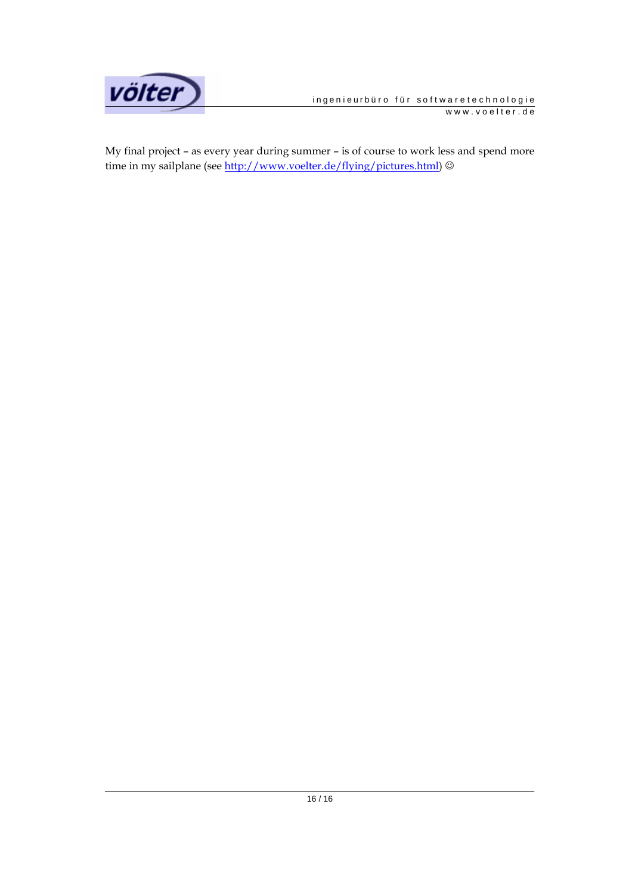My final project – as every year during summer – is of course to work less and spend more time in my sailplane (see http://www.voelter.de/flying/pictures.html) ☺